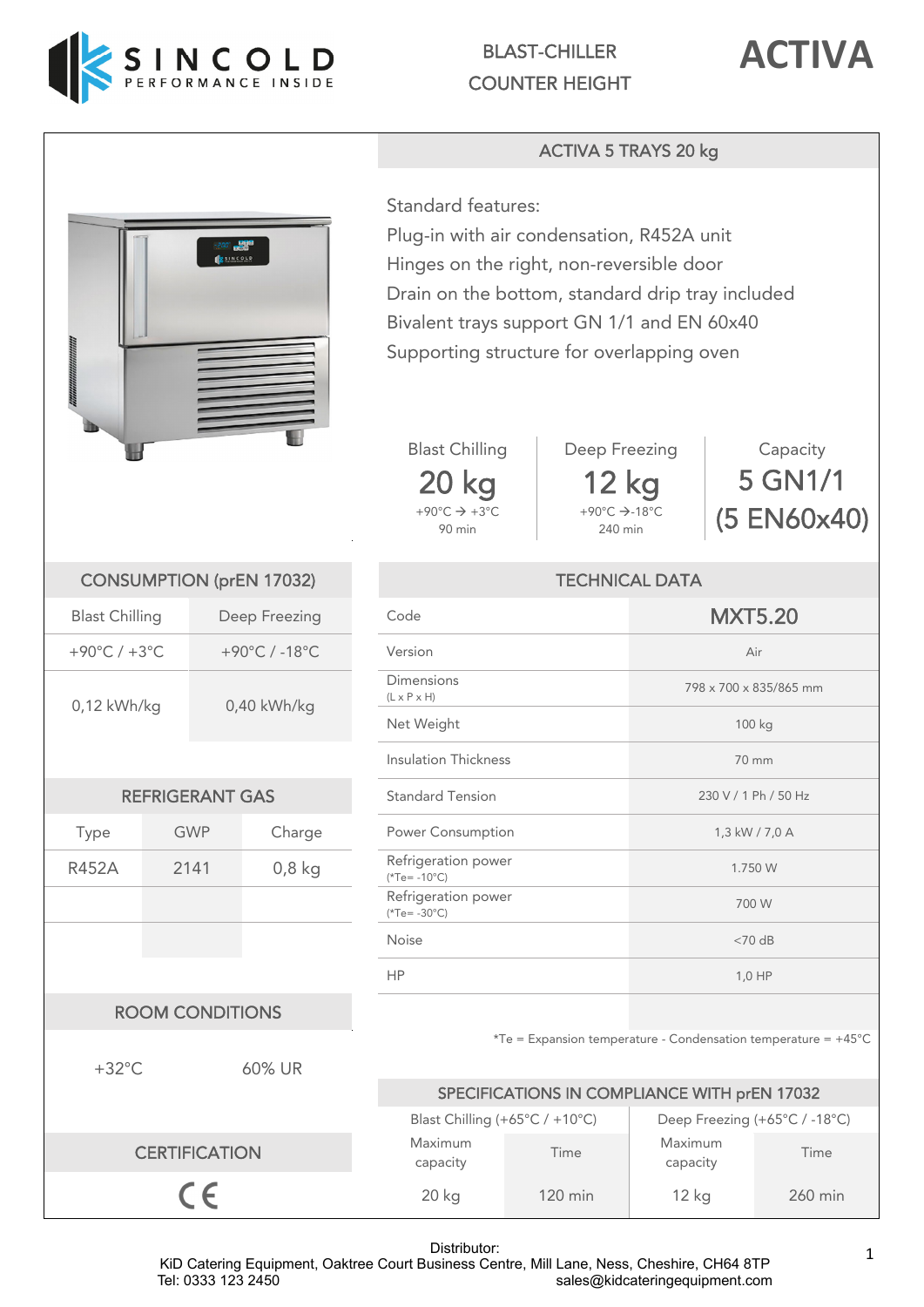SINCOLD PERFORMANCE INSIDE

BLAST-CHILLER
COUNTER HEIGHT

# ACTIVA

## ACTIVA 5 TRAYS 20 kg

Standard features:
Plug-in with air condensation, R452A unit
Hinges on the right, non-reversible door
Drain on the bottom, standard drip tray included
Bivalent trays support GN 1/1 and EN 60x40
Supporting structure for overlapping oven

| Blast Chilling | Deep Freezing | Capacity |
|---|---|---|
| 20 kg | 12 kg | 5 GN1/1 |
| +90°C → +3°C | +90°C →-18°C | (5 EN60x40) |
| 90 min | 240 min | |

## CONSUMPTION (prEN 17032)

| Blast Chilling | Deep Freezing |
|---|---|
| +90°C / +3°C | +90°C / -18°C |
| 0,12 kWh/kg | 0,40 kWh/kg |

## REFRIGERANT GAS

| Type | GWP | Charge |
|---|---|---|
| R452A | 2141 | 0,8 kg |

## ROOM CONDITIONS

| +32°C | 60% UR |
|---|---|

## CERTIFICATION

CE

## TECHNICAL DATA

| Code | MXT5.20 |
|---|---|
| Version | Air |
| Dimensions (L x P x H) | 798 x 700 x 835/865 mm |
| Net Weight | 100 kg |
| Insulation Thickness | 70 mm |
| Standard Tension | 230 V / 1 Ph / 50 Hz |
| Power Consumption | 1,3 kW / 7,0 A |
| Refrigeration power (*Te= -10°C) | 1.750 W |
| Refrigeration power (*Te= -30°C) | 700 W |
| Noise | <70 dB |
| HP | 1,0 HP |

*Te = Expansion temperature - Condensation temperature = +45°C

## SPECIFICATIONS IN COMPLIANCE WITH prEN 17032

| Blast Chilling (+65°C / +10°C) | | Deep Freezing (+65°C / -18°C) | |
|---|---|---|---|
| Maximum capacity | Time | Maximum capacity | Time |
| 20 kg | 120 min | 12 kg | 260 min |

Distributor:
KiD Catering Equipment, Oaktree Court Business Centre, Mill Lane, Ness, Cheshire, CH64 8TP
Tel: 0333 123 2450 sales@kidcateringequipment.com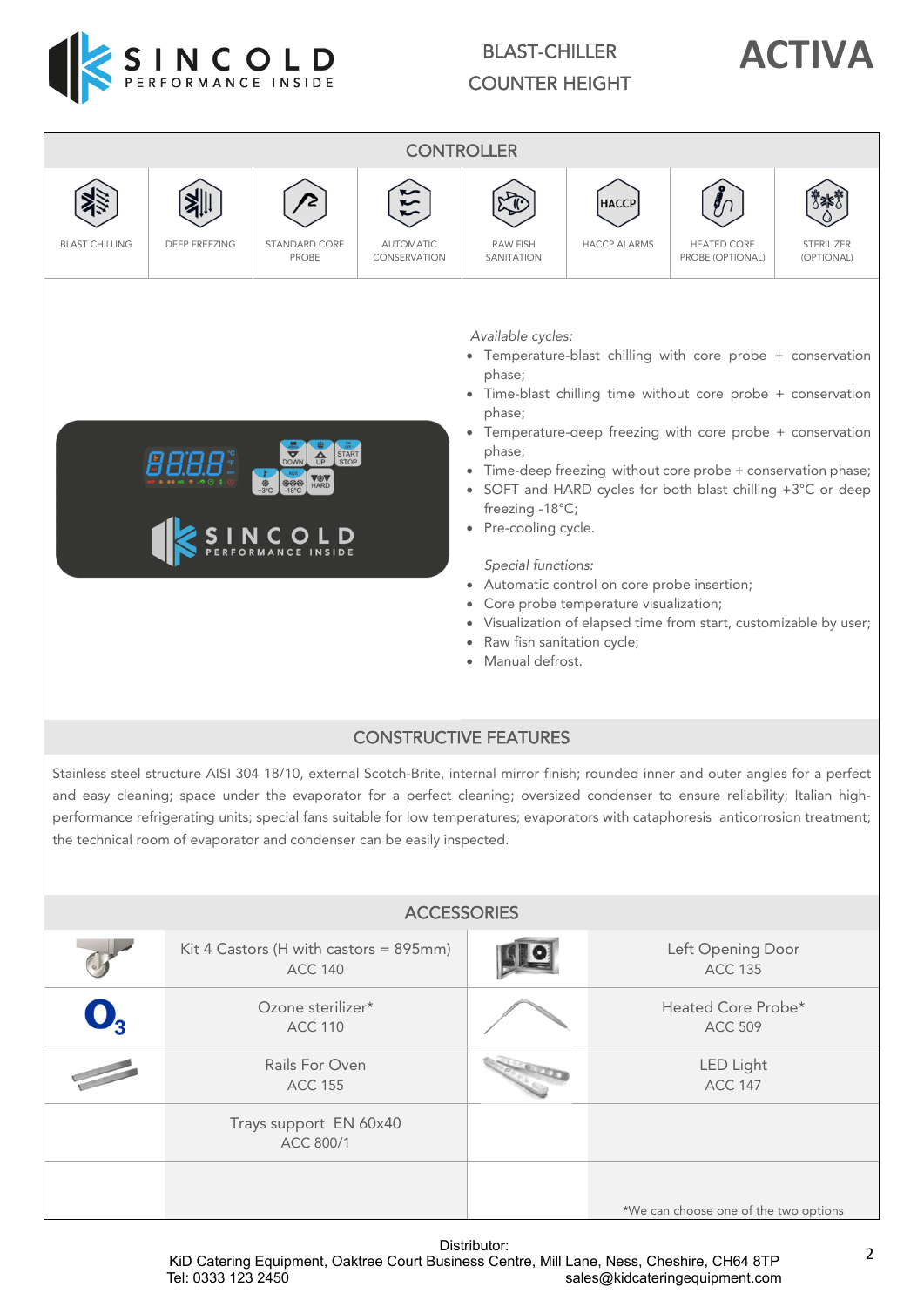# SINCOLD — BLAST-CHILLER COUNTER HEIGHT — ACTIVA

## CONTROLLER

| BLAST CHILLING | DEEP FREEZING | STANDARD CORE PROBE | AUTOMATIC CONSERVATION | RAW FISH SANITATION | HACCP ALARMS | HEATED CORE PROBE (OPTIONAL) | STERILIZER (OPTIONAL) |
|---|---|---|---|---|---|---|---|

*Available cycles:*

- Temperature-blast chilling with core probe + conservation phase;
- Time-blast chilling time without core probe + conservation phase;
- Temperature-deep freezing with core probe + conservation phase;
- Time-deep freezing without core probe + conservation phase;
- SOFT and HARD cycles for both blast chilling +3°C or deep freezing -18°C;
- Pre-cooling cycle.

*Special functions:*

- Automatic control on core probe insertion;
- Core probe temperature visualization;
- Visualization of elapsed time from start, customizable by user;
- Raw fish sanitation cycle;
- Manual defrost.

## CONSTRUCTIVE FEATURES

Stainless steel structure AISI 304 18/10, external Scotch-Brite, internal mirror finish; rounded inner and outer angles for a perfect and easy cleaning; space under the evaporator for a perfect cleaning; oversized condenser to ensure reliability; Italian high-performance refrigerating units; special fans suitable for low temperatures; evaporators with cataphoresis anticorrosion treatment; the technical room of evaporator and condenser can be easily inspected.

## ACCESSORIES

| Accessory | Code | Accessory | Code |
|---|---|---|---|
| Kit 4 Castors (H with castors = 895mm) | ACC 140 | Left Opening Door | ACC 135 |
| Ozone sterilizer* | ACC 110 | Heated Core Probe* | ACC 509 |
| Rails For Oven | ACC 155 | LED Light | ACC 147 |
| Trays support EN 60x40 | ACC 800/1 | | |

*We can choose one of the two options

Distributor:
KiD Catering Equipment, Oaktree Court Business Centre, Mill Lane, Ness, Cheshire, CH64 8TP
Tel: 0333 123 2450 sales@kidcateringequipment.com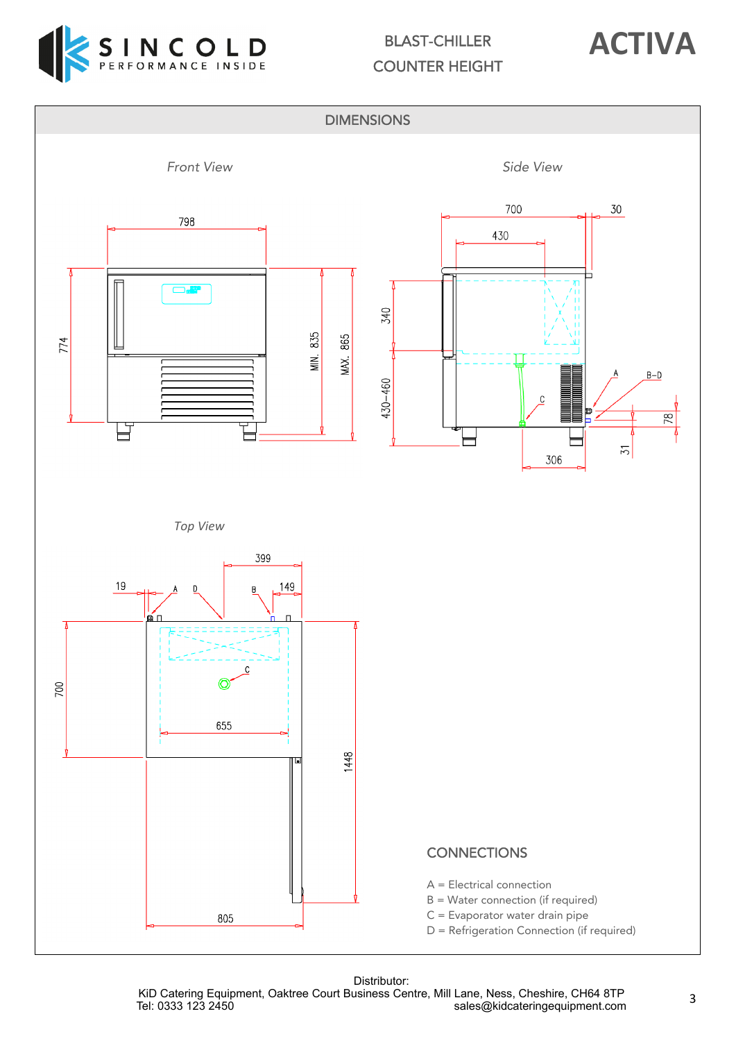SINCOLD PERFORMANCE INSIDE

BLAST-CHILLER
COUNTER HEIGHT

# ACTIVA

## DIMENSIONS

*Front View*

798
774
MIN. 835
MAX. 865

*Side View*

700
30
430
340
430–460
A
B–D
C
78
31
306

*Top View*

399
19
A
D
B
149
700
C
655
1448
805

## CONNECTIONS

A = Electrical connection
B = Water connection (if required)
C = Evaporator water drain pipe
D = Refrigeration Connection (if required)

Distributor:
KiD Catering Equipment, Oaktree Court Business Centre, Mill Lane, Ness, Cheshire, CH64 8TP
Tel: 0333 123 2450 sales@kidcateringequipment.com